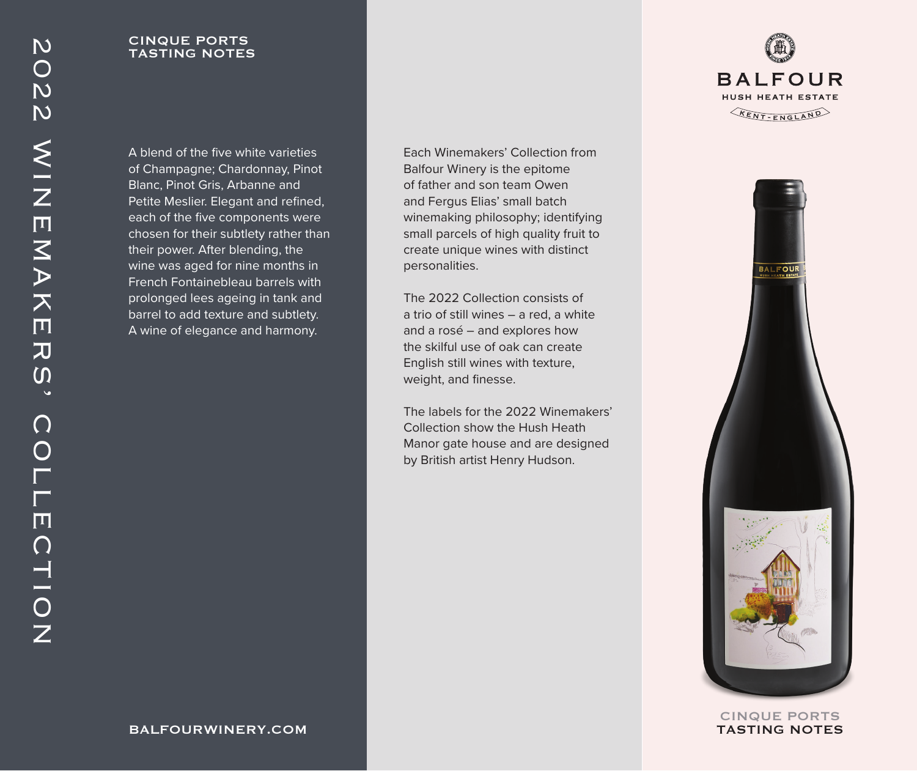# 2022 WINEMAKERS' COLLECTION

## CINQUE PORTS TASTING NOTES

A blend of the five white varieties of Champagne; Chardonnay, Pinot Blanc, Pinot Gris, Arbanne and Petite Meslier. Elegant and refined, each of the five components were chosen for their subtlety rather than their power. After blending, the wine was aged for nine months in French Fontainebleau barrels with prolonged lees ageing in tank and barrel to add texture and subtlety. A wine of elegance and harmony.

BALFOURWINERY.COM

Each Winemakers' Collection from Balfour Winery is the epitome of father and son team Owen and Fergus Elias' small batch winemaking philosophy; identifying small parcels of high quality fruit to create unique wines with distinct personalities.

The 2022 Collection consists of a trio of still wines – a red, a white and a rosé – and explores how the skilful use of oak can create English still wines with texture, weight, and finesse.

The labels for the 2022 Winemakers' Collection show the Hush Heath Manor gate house and are designed by British artist Henry Hudson.

BALFOUR
HUSH HEATH ESTATE
KENT - ENGLAND

CINQUE PORTS
TASTING NOTES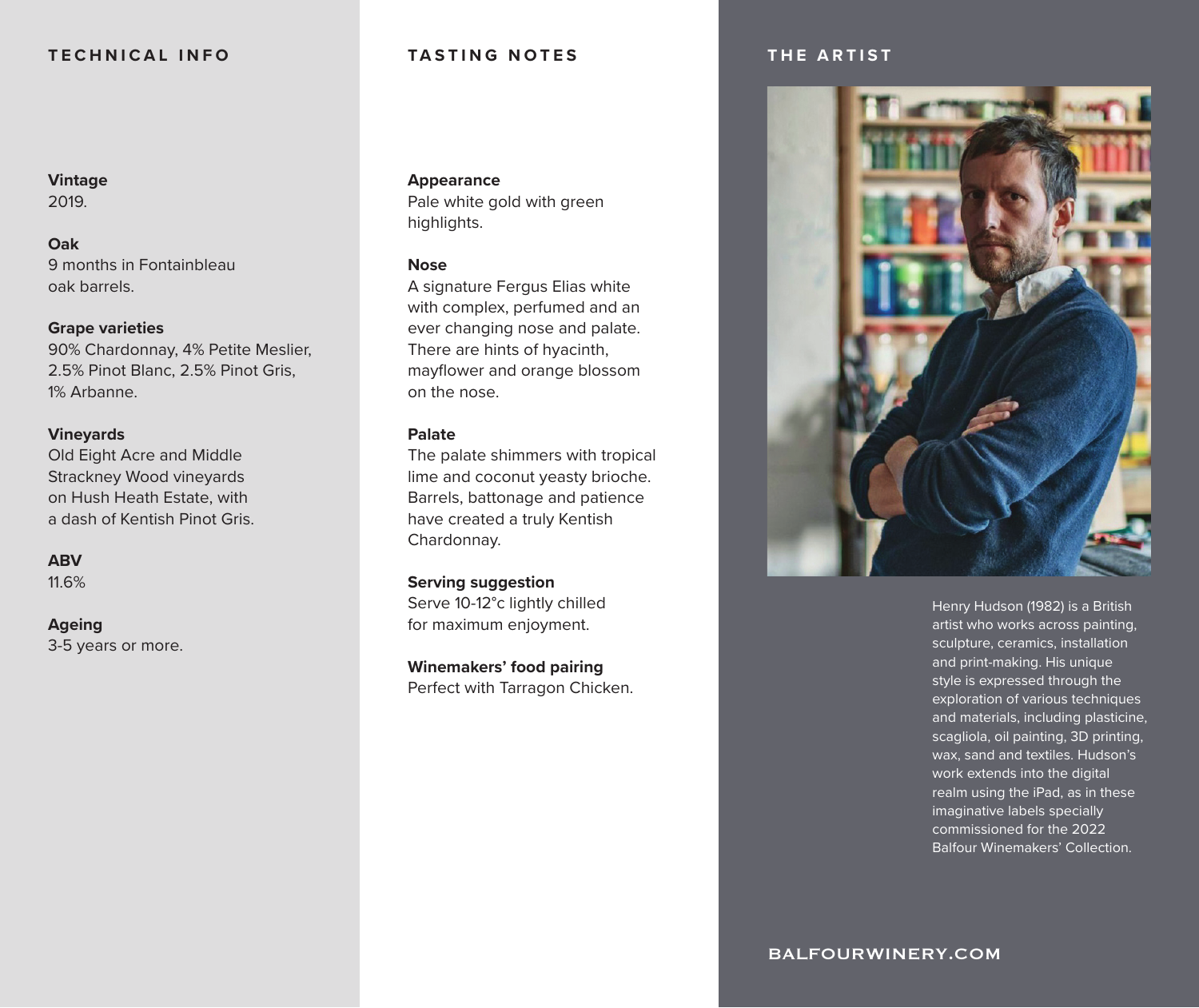## TECHNICAL INFO

**Vintage**
2019.

**Oak**
9 months in Fontainbleau oak barrels.

**Grape varieties**
90% Chardonnay, 4% Petite Meslier, 2.5% Pinot Blanc, 2.5% Pinot Gris, 1% Arbanne.

**Vineyards**
Old Eight Acre and Middle Strackney Wood vineyards on Hush Heath Estate, with a dash of Kentish Pinot Gris.

**ABV**
11.6%

**Ageing**
3-5 years or more.

## TASTING NOTES

**Appearance**
Pale white gold with green highlights.

**Nose**
A signature Fergus Elias white with complex, perfumed and an ever changing nose and palate. There are hints of hyacinth, mayflower and orange blossom on the nose.

**Palate**
The palate shimmers with tropical lime and coconut yeasty brioche. Barrels, battonage and patience have created a truly Kentish Chardonnay.

**Serving suggestion**
Serve 10-12°c lightly chilled for maximum enjoyment.

**Winemakers' food pairing**
Perfect with Tarragon Chicken.

## THE ARTIST

Henry Hudson (1982) is a British artist who works across painting, sculpture, ceramics, installation and print-making. His unique style is expressed through the exploration of various techniques and materials, including plasticine, scagliola, oil painting, 3D printing, wax, sand and textiles. Hudson's work extends into the digital realm using the iPad, as in these imaginative labels specially commissioned for the 2022 Balfour Winemakers' Collection.

BALFOURWINERY.COM